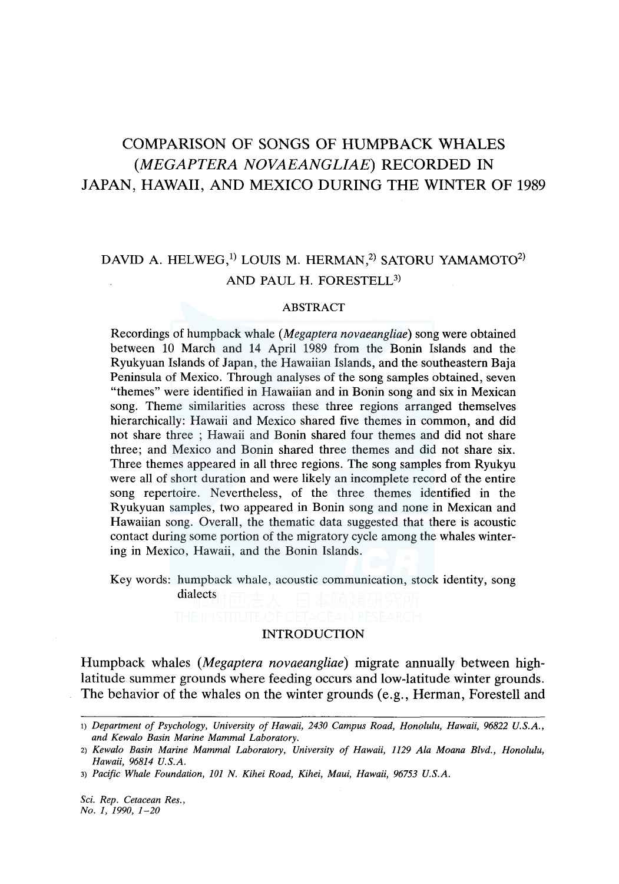# COMPARISON OF SONGS OF HUMPBACK WHALES (*MEGAPTERA NOVAEANGLIAE*) RECORDED IN JAPAN, HAWAII, AND MEXICO DURING THE WINTER OF 1989

DAVID A. HELWEG,[1] LOUIS M. HERMAN,[2] SATORU YAMAMOTO[2] AND PAUL H. FORESTELL[3]

## ABSTRACT

Recordings of humpback whale (*Megaptera novaeangliae*) song were obtained between 10 March and 14 April 1989 from the Bonin Islands and the Ryukyuan Islands of Japan, the Hawaiian Islands, and the southeastern Baja Peninsula of Mexico. Through analyses of the song samples obtained, seven "themes" were identified in Hawaiian and in Bonin song and six in Mexican song. Theme similarities across these three regions arranged themselves hierarchically: Hawaii and Mexico shared five themes in common, and did not share three ; Hawaii and Bonin shared four themes and did not share three; and Mexico and Bonin shared three themes and did not share six. Three themes appeared in all three regions. The song samples from Ryukyu were all of short duration and were likely an incomplete record of the entire song repertoire. Nevertheless, of the three themes identified in the Ryukyuan samples, two appeared in Bonin song and none in Mexican and Hawaiian song. Overall, the thematic data suggested that there is acoustic contact during some portion of the migratory cycle among the whales wintering in Mexico, Hawaii, and the Bonin Islands.

Key words: humpback whale, acoustic communication, stock identity, song dialects

## INTRODUCTION

Humpback whales (*Megaptera novaeangliae*) migrate annually between high-latitude summer grounds where feeding occurs and low-latitude winter grounds. The behavior of the whales on the winter grounds (e.g., Herman, Forestell and

---

1) *Department of Psychology, University of Hawaii, 2430 Campus Road, Honolulu, Hawaii, 96822 U.S.A., and Kewalo Basin Marine Mammal Laboratory.*

2) *Kewalo Basin Marine Mammal Laboratory, University of Hawaii, 1129 Ala Moana Blvd., Honolulu, Hawaii, 96814 U.S.A.*

3) *Pacific Whale Foundation, 101 N. Kihei Road, Kihei, Maui, Hawaii, 96753 U.S.A.*

*Sci. Rep. Cetacean Res., No. 1, 1990, 1–20*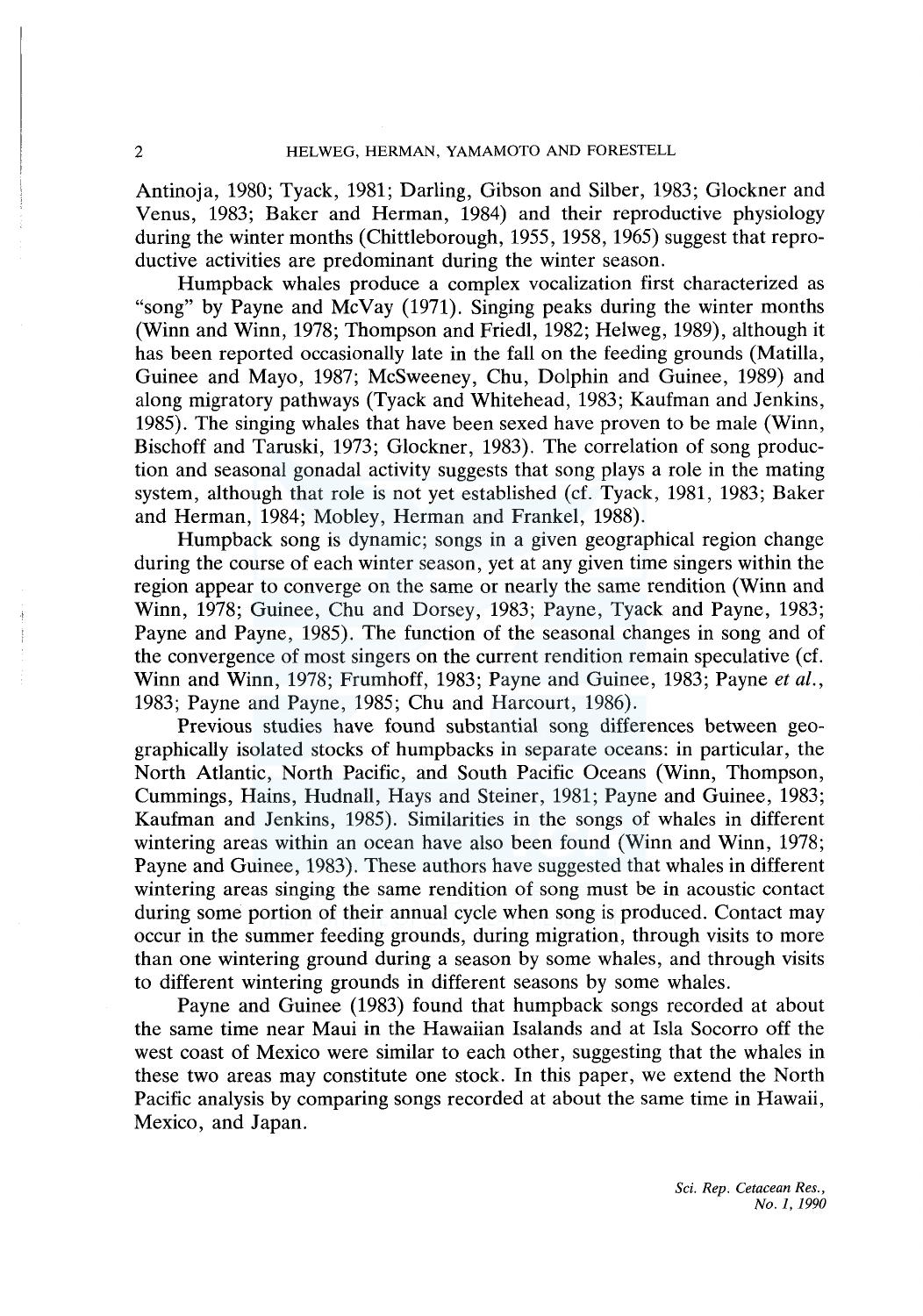Antinoja, 1980; Tyack, 1981; Darling, Gibson and Silber, 1983; Glockner and Venus, 1983; Baker and Herman, 1984) and their reproductive physiology during the winter months (Chittleborough, 1955, 1958, 1965) suggest that reproductive activities are predominant during the winter season.

Humpback whales produce a complex vocalization first characterized as "song" by Payne and McVay (1971). Singing peaks during the winter months (Winn and Winn, 1978; Thompson and Friedl, 1982; Helweg, 1989), although it has been reported occasionally late in the fall on the feeding grounds (Matilla, Guinee and Mayo, 1987; McSweeney, Chu, Dolphin and Guinee, 1989) and along migratory pathways (Tyack and Whitehead, 1983; Kaufman and Jenkins, 1985). The singing whales that have been sexed have proven to be male (Winn, Bischoff and Taruski, 1973; Glockner, 1983). The correlation of song production and seasonal gonadal activity suggests that song plays a role in the mating system, although that role is not yet established (cf. Tyack, 1981, 1983; Baker and Herman, 1984; Mobley, Herman and Frankel, 1988).

Humpback song is dynamic; songs in a given geographical region change during the course of each winter season, yet at any given time singers within the region appear to converge on the same or nearly the same rendition (Winn and Winn, 1978; Guinee, Chu and Dorsey, 1983; Payne, Tyack and Payne, 1983; Payne and Payne, 1985). The function of the seasonal changes in song and of the convergence of most singers on the current rendition remain speculative (cf. Winn and Winn, 1978; Frumhoff, 1983; Payne and Guinee, 1983; Payne *et al.*, 1983; Payne and Payne, 1985; Chu and Harcourt, 1986).

Previous studies have found substantial song differences between geographically isolated stocks of humpbacks in separate oceans: in particular, the North Atlantic, North Pacific, and South Pacific Oceans (Winn, Thompson, Cummings, Hains, Hudnall, Hays and Steiner, 1981; Payne and Guinee, 1983; Kaufman and Jenkins, 1985). Similarities in the songs of whales in different wintering areas within an ocean have also been found (Winn and Winn, 1978; Payne and Guinee, 1983). These authors have suggested that whales in different wintering areas singing the same rendition of song must be in acoustic contact during some portion of their annual cycle when song is produced. Contact may occur in the summer feeding grounds, during migration, through visits to more than one wintering ground during a season by some whales, and through visits to different wintering grounds in different seasons by some whales.

Payne and Guinee (1983) found that humpback songs recorded at about the same time near Maui in the Hawaiian Isalands and at Isla Socorro off the west coast of Mexico were similar to each other, suggesting that the whales in these two areas may constitute one stock. In this paper, we extend the North Pacific analysis by comparing songs recorded at about the same time in Hawaii, Mexico, and Japan.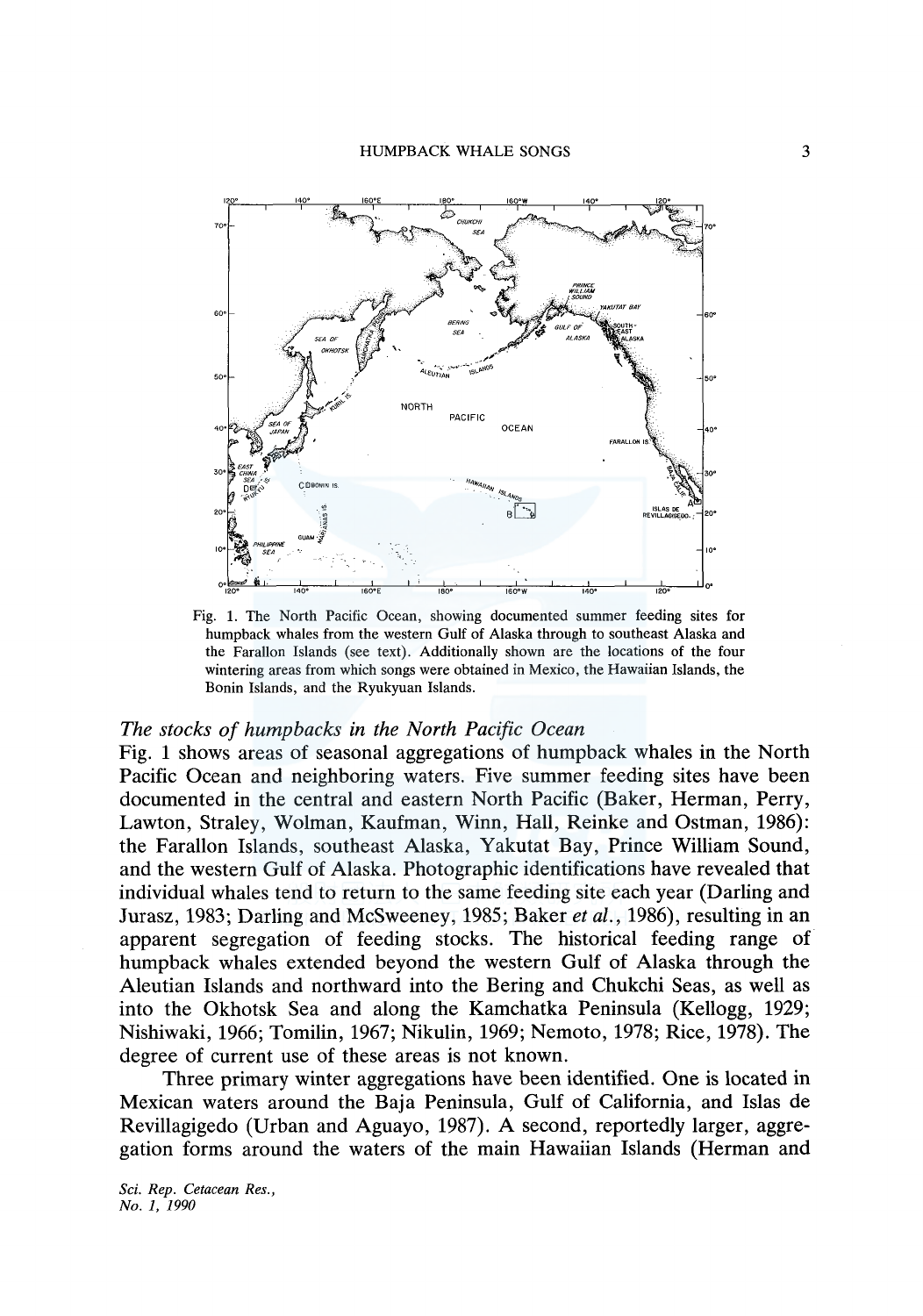Fig. 1. The North Pacific Ocean, showing documented summer feeding sites for humpback whales from the western Gulf of Alaska through to southeast Alaska and the Farallon Islands (see text). Additionally shown are the locations of the four wintering areas from which songs were obtained in Mexico, the Hawaiian Islands, the Bonin Islands, and the Ryukyuan Islands.

### *The stocks of humpbacks in the North Pacific Ocean*

Fig. 1 shows areas of seasonal aggregations of humpback whales in the North Pacific Ocean and neighboring waters. Five summer feeding sites have been documented in the central and eastern North Pacific (Baker, Herman, Perry, Lawton, Straley, Wolman, Kaufman, Winn, Hall, Reinke and Ostman, 1986): the Farallon Islands, southeast Alaska, Yakutat Bay, Prince William Sound, and the western Gulf of Alaska. Photographic identifications have revealed that individual whales tend to return to the same feeding site each year (Darling and Jurasz, 1983; Darling and McSweeney, 1985; Baker *et al.*, 1986), resulting in an apparent segregation of feeding stocks. The historical feeding range of humpback whales extended beyond the western Gulf of Alaska through the Aleutian Islands and northward into the Bering and Chukchi Seas, as well as into the Okhotsk Sea and along the Kamchatka Peninsula (Kellogg, 1929; Nishiwaki, 1966; Tomilin, 1967; Nikulin, 1969; Nemoto, 1978; Rice, 1978). The degree of current use of these areas is not known.

Three primary winter aggregations have been identified. One is located in Mexican waters around the Baja Peninsula, Gulf of California, and Islas de Revillagigedo (Urban and Aguayo, 1987). A second, reportedly larger, aggregation forms around the waters of the main Hawaiian Islands (Herman and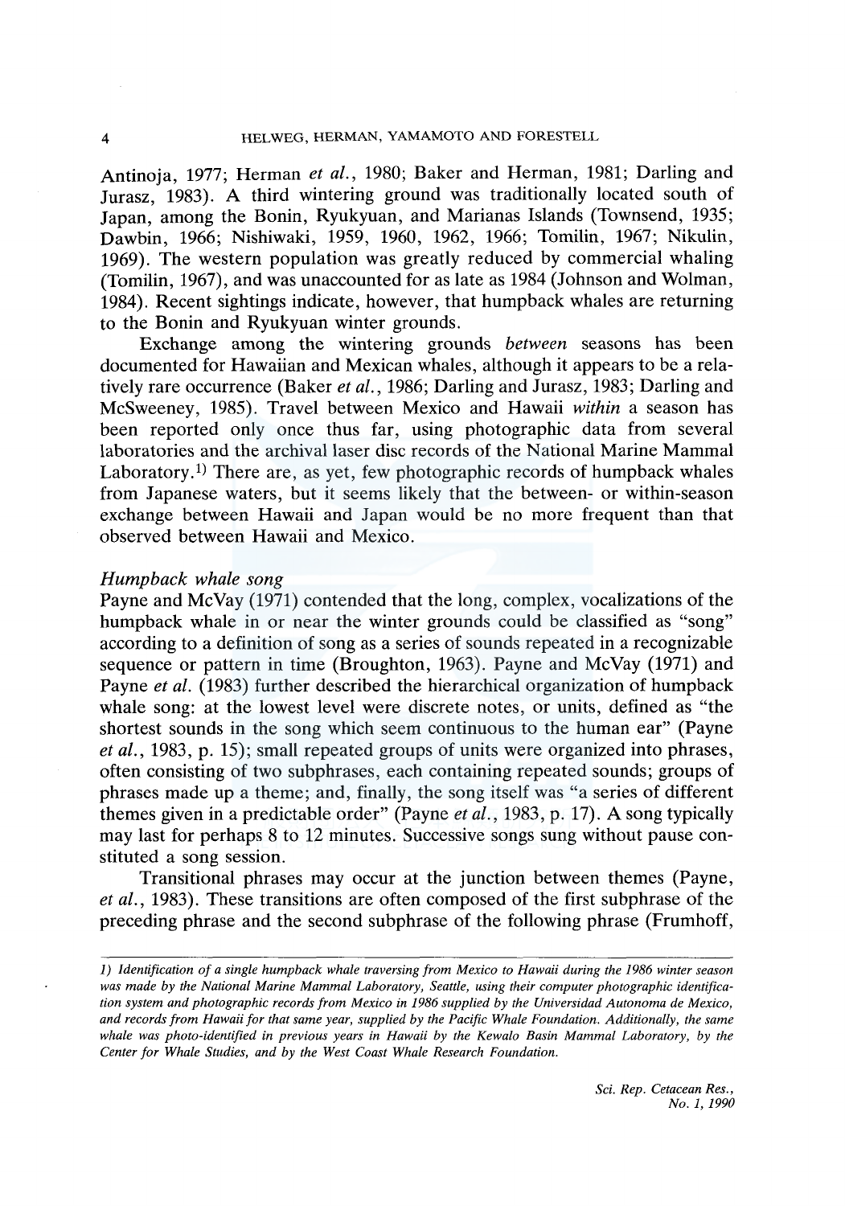Antinoja, 1977; Herman *et al.*, 1980; Baker and Herman, 1981; Darling and Jurasz, 1983). A third wintering ground was traditionally located south of Japan, among the Bonin, Ryukyuan, and Marianas Islands (Townsend, 1935; Dawbin, 1966; Nishiwaki, 1959, 1960, 1962, 1966; Tomilin, 1967; Nikulin, 1969). The western population was greatly reduced by commercial whaling (Tomilin, 1967), and was unaccounted for as late as 1984 (Johnson and Wolman, 1984). Recent sightings indicate, however, that humpback whales are returning to the Bonin and Ryukyuan winter grounds.

Exchange among the wintering grounds *between* seasons has been documented for Hawaiian and Mexican whales, although it appears to be a relatively rare occurrence (Baker *et al.*, 1986; Darling and Jurasz, 1983; Darling and McSweeney, 1985). Travel between Mexico and Hawaii *within* a season has been reported only once thus far, using photographic data from several laboratories and the archival laser disc records of the National Marine Mammal Laboratory.[1)] There are, as yet, few photographic records of humpback whales from Japanese waters, but it seems likely that the between- or within-season exchange between Hawaii and Japan would be no more frequent than that observed between Hawaii and Mexico.

### *Humpback whale song*

Payne and McVay (1971) contended that the long, complex, vocalizations of the humpback whale in or near the winter grounds could be classified as "song" according to a definition of song as a series of sounds repeated in a recognizable sequence or pattern in time (Broughton, 1963). Payne and McVay (1971) and Payne *et al.* (1983) further described the hierarchical organization of humpback whale song: at the lowest level were discrete notes, or units, defined as "the shortest sounds in the song which seem continuous to the human ear" (Payne *et al.*, 1983, p. 15); small repeated groups of units were organized into phrases, often consisting of two subphrases, each containing repeated sounds; groups of phrases made up a theme; and, finally, the song itself was "a series of different themes given in a predictable order" (Payne *et al.*, 1983, p. 17). A song typically may last for perhaps 8 to 12 minutes. Successive songs sung without pause constituted a song session.

Transitional phrases may occur at the junction between themes (Payne, *et al.*, 1983). These transitions are often composed of the first subphrase of the preceding phrase and the second subphrase of the following phrase (Frumhoff,

---

*1) Identification of a single humpback whale traversing from Mexico to Hawaii during the 1986 winter season was made by the National Marine Mammal Laboratory, Seattle, using their computer photographic identification system and photographic records from Mexico in 1986 supplied by the Universidad Autonoma de Mexico, and records from Hawaii for that same year, supplied by the Pacific Whale Foundation. Additionally, the same whale was photo-identified in previous years in Hawaii by the Kewalo Basin Mammal Laboratory, by the Center for Whale Studies, and by the West Coast Whale Research Foundation.*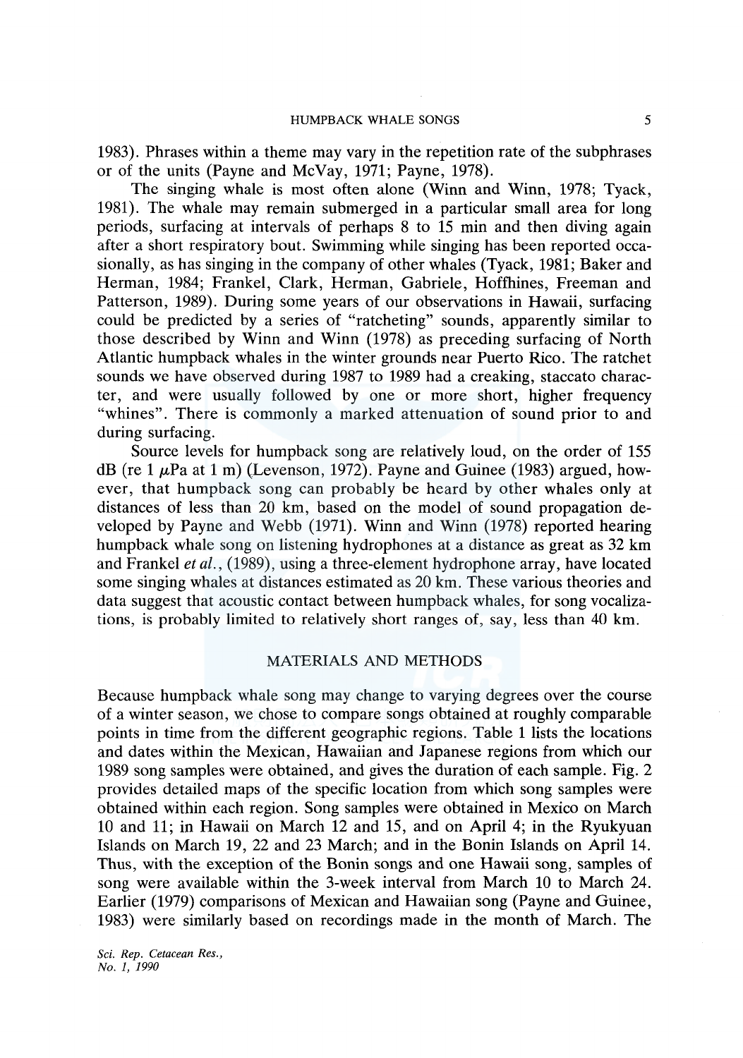1983). Phrases within a theme may vary in the repetition rate of the subphrases or of the units (Payne and McVay, 1971; Payne, 1978).

The singing whale is most often alone (Winn and Winn, 1978; Tyack, 1981). The whale may remain submerged in a particular small area for long periods, surfacing at intervals of perhaps 8 to 15 min and then diving again after a short respiratory bout. Swimming while singing has been reported occasionally, as has singing in the company of other whales (Tyack, 1981; Baker and Herman, 1984; Frankel, Clark, Herman, Gabriele, Hoffhines, Freeman and Patterson, 1989). During some years of our observations in Hawaii, surfacing could be predicted by a series of "ratcheting" sounds, apparently similar to those described by Winn and Winn (1978) as preceding surfacing of North Atlantic humpback whales in the winter grounds near Puerto Rico. The ratchet sounds we have observed during 1987 to 1989 had a creaking, staccato character, and were usually followed by one or more short, higher frequency "whines". There is commonly a marked attenuation of sound prior to and during surfacing.

Source levels for humpback song are relatively loud, on the order of 155 dB (re 1 $\mu$Pa at 1 m) (Levenson, 1972). Payne and Guinee (1983) argued, however, that humpback song can probably be heard by other whales only at distances of less than 20 km, based on the model of sound propagation developed by Payne and Webb (1971). Winn and Winn (1978) reported hearing humpback whale song on listening hydrophones at a distance as great as 32 km and Frankel *et al.*, (1989), using a three-element hydrophone array, have located some singing whales at distances estimated as 20 km. These various theories and data suggest that acoustic contact between humpback whales, for song vocalizations, is probably limited to relatively short ranges of, say, less than 40 km.

## MATERIALS AND METHODS

Because humpback whale song may change to varying degrees over the course of a winter season, we chose to compare songs obtained at roughly comparable points in time from the different geographic regions. Table 1 lists the locations and dates within the Mexican, Hawaiian and Japanese regions from which our 1989 song samples were obtained, and gives the duration of each sample. Fig. 2 provides detailed maps of the specific location from which song samples were obtained within each region. Song samples were obtained in Mexico on March 10 and 11; in Hawaii on March 12 and 15, and on April 4; in the Ryukyuan Islands on March 19, 22 and 23 March; and in the Bonin Islands on April 14. Thus, with the exception of the Bonin songs and one Hawaii song, samples of song were available within the 3-week interval from March 10 to March 24. Earlier (1979) comparisons of Mexican and Hawaiian song (Payne and Guinee, 1983) were similarly based on recordings made in the month of March. The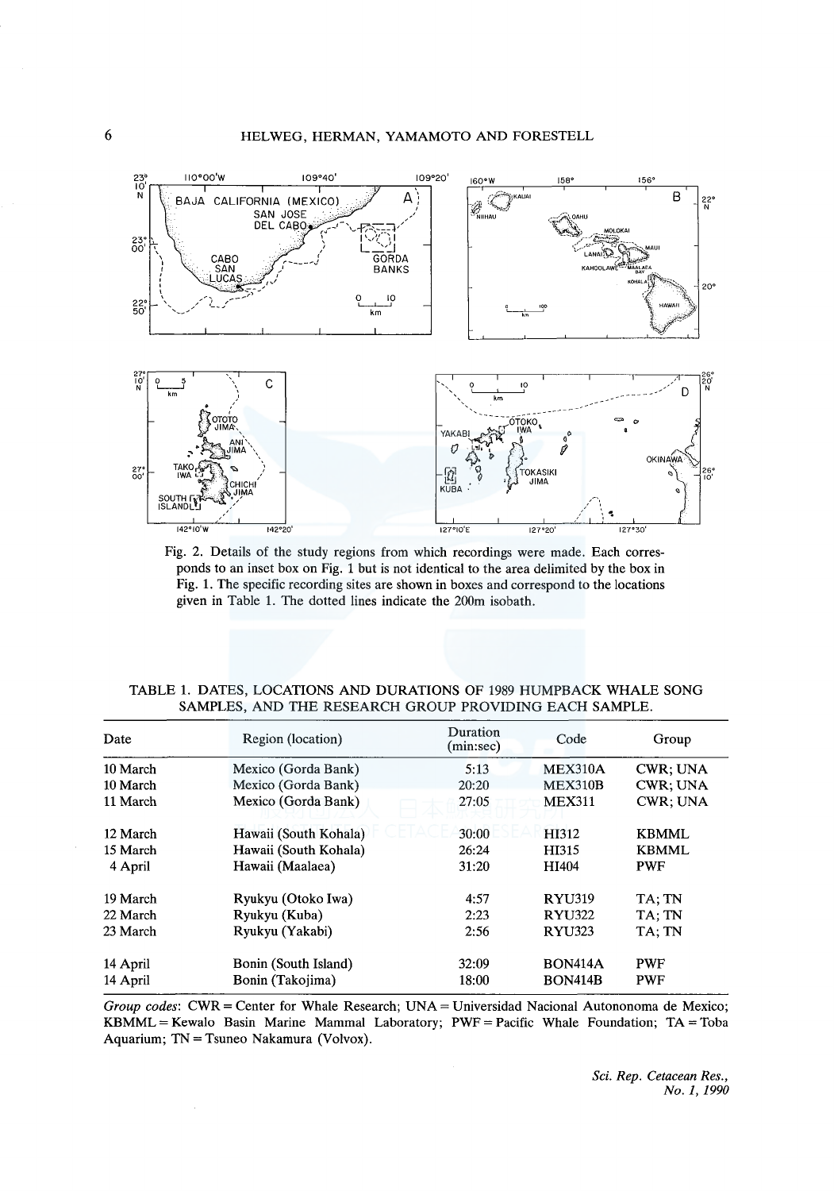BAJA CALIFORNIA (MEXICO)
SAN JOSE DEL CABO
CABO SAN LUCAS
GORDA BANKS
A
23° 10' N
23° 00'
22° 50'
110°00'W
109°40'
109°20'
0 10 km

B
160°W
158°
156°
22° N
20°
KAUAI
NIIHAU
OAHU
MOLOKAI
LANAI
MAUI
KAHOOLAWE
MAALAEA BAY
KOHALA
HAWAII
0 100 km

C
27° 10' N
27° 00'
142°10'W
142°20'
0 5 km
OTOTO JIMA
ANI JIMA
TAKO IWA
CHICHI JIMA
SOUTH ISLAND

D
26° 20' N
26° 10'
127°10'E
127°20'
127°30'
0 10 km
OTOKO IWA
YAKABI
KUBA
TOKASIKI JIMA
OKINAWA

Fig. 2. Details of the study regions from which recordings were made. Each corresponds to an inset box on Fig. 1 but is not identical to the area delimited by the box in Fig. 1. The specific recording sites are shown in boxes and correspond to the locations given in Table 1. The dotted lines indicate the 200m isobath.

TABLE 1. DATES, LOCATIONS AND DURATIONS OF 1989 HUMPBACK WHALE SONG SAMPLES, AND THE RESEARCH GROUP PROVIDING EACH SAMPLE.

| Date | Region (location) | Duration (min:sec) | Code | Group |
|---|---|---|---|---|
| 10 March | Mexico (Gorda Bank) | 5:13 | MEX310A | CWR; UNA |
| 10 March | Mexico (Gorda Bank) | 20:20 | MEX310B | CWR; UNA |
| 11 March | Mexico (Gorda Bank) | 27:05 | MEX311 | CWR; UNA |
| 12 March | Hawaii (South Kohala) | 30:00 | HI312 | KBMML |
| 15 March | Hawaii (South Kohala) | 26:24 | HI315 | KBMML |
| 4 April | Hawaii (Maalaea) | 31:20 | HI404 | PWF |
| 19 March | Ryukyu (Otoko Iwa) | 4:57 | RYU319 | TA; TN |
| 22 March | Ryukyu (Kuba) | 2:23 | RYU322 | TA; TN |
| 23 March | Ryukyu (Yakabi) | 2:56 | RYU323 | TA; TN |
| 14 April | Bonin (South Island) | 32:09 | BON414A | PWF |
| 14 April | Bonin (Takojima) | 18:00 | BON414B | PWF |

*Group codes*: CWR = Center for Whale Research; UNA = Universidad Nacional Autononoma de Mexico; KBMML = Kewalo Basin Marine Mammal Laboratory; PWF = Pacific Whale Foundation; TA = Toba Aquarium; TN = Tsuneo Nakamura (Volvox).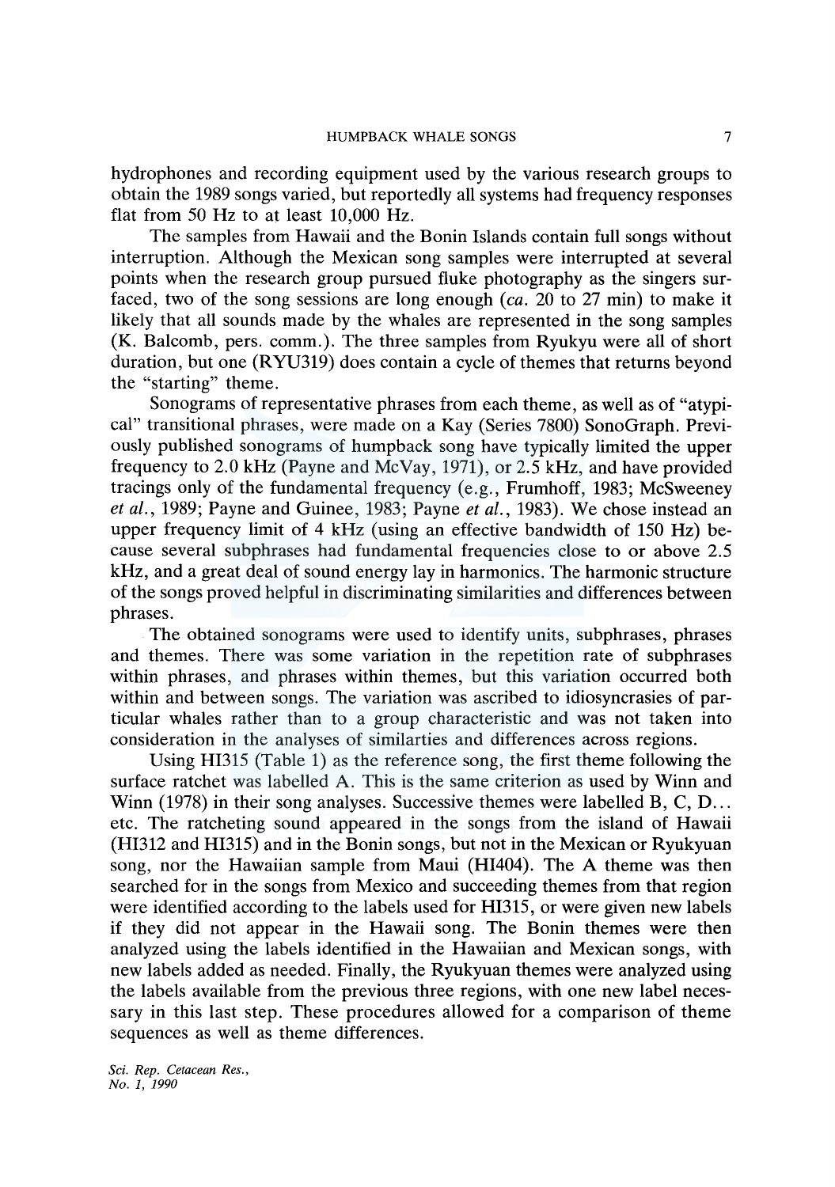hydrophones and recording equipment used by the various research groups to obtain the 1989 songs varied, but reportedly all systems had frequency responses flat from 50 Hz to at least 10,000 Hz.

The samples from Hawaii and the Bonin Islands contain full songs without interruption. Although the Mexican song samples were interrupted at several points when the research group pursued fluke photography as the singers surfaced, two of the song sessions are long enough (*ca.* 20 to 27 min) to make it likely that all sounds made by the whales are represented in the song samples (K. Balcomb, pers. comm.). The three samples from Ryukyu were all of short duration, but one (RYU319) does contain a cycle of themes that returns beyond the "starting" theme.

Sonograms of representative phrases from each theme, as well as of "atypical" transitional phrases, were made on a Kay (Series 7800) SonoGraph. Previously published sonograms of humpback song have typically limited the upper frequency to 2.0 kHz (Payne and McVay, 1971), or 2.5 kHz, and have provided tracings only of the fundamental frequency (e.g., Frumhoff, 1983; McSweeney *et al.*, 1989; Payne and Guinee, 1983; Payne *et al.*, 1983). We chose instead an upper frequency limit of 4 kHz (using an effective bandwidth of 150 Hz) because several subphrases had fundamental frequencies close to or above 2.5 kHz, and a great deal of sound energy lay in harmonics. The harmonic structure of the songs proved helpful in discriminating similarities and differences between phrases.

The obtained sonograms were used to identify units, subphrases, phrases and themes. There was some variation in the repetition rate of subphrases within phrases, and phrases within themes, but this variation occurred both within and between songs. The variation was ascribed to idiosyncrasies of particular whales rather than to a group characteristic and was not taken into consideration in the analyses of similarties and differences across regions.

Using HI315 (Table 1) as the reference song, the first theme following the surface ratchet was labelled A. This is the same criterion as used by Winn and Winn (1978) in their song analyses. Successive themes were labelled B, C, D... etc. The ratcheting sound appeared in the songs from the island of Hawaii (HI312 and HI315) and in the Bonin songs, but not in the Mexican or Ryukyuan song, nor the Hawaiian sample from Maui (HI404). The A theme was then searched for in the songs from Mexico and succeeding themes from that region were identified according to the labels used for HI315, or were given new labels if they did not appear in the Hawaii song. The Bonin themes were then analyzed using the labels identified in the Hawaiian and Mexican songs, with new labels added as needed. Finally, the Ryukyuan themes were analyzed using the labels available from the previous three regions, with one new label necessary in this last step. These procedures allowed for a comparison of theme sequences as well as theme differences.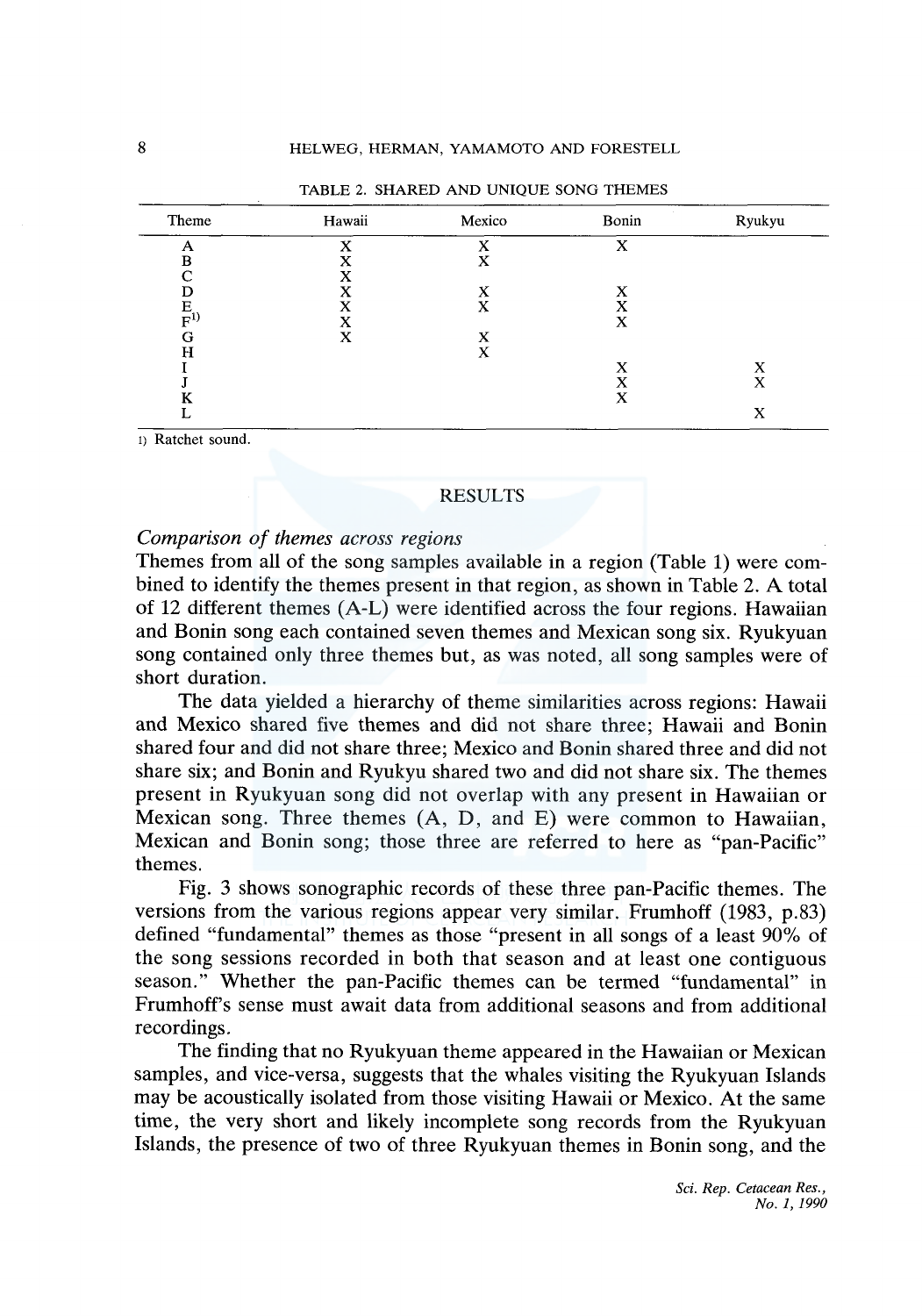TABLE 2. SHARED AND UNIQUE SONG THEMES

| Theme | Hawaii | Mexico | Bonin | Ryukyu |
|---|---|---|---|---|
| A | X | X | X | |
| B | X | X | | |
| C | X | | | |
| D | X | X | X | |
| E | X | X | X | |
| F[1)] | X | | X | |
| G | X | X | | |
| H | | X | | |
| I | | | X | X |
| J | | | X | X |
| K | | | X | |
| L | | | | X |

1) Ratchet sound.

## RESULTS

### *Comparison of themes across regions*

Themes from all of the song samples available in a region (Table 1) were combined to identify the themes present in that region, as shown in Table 2. A total of 12 different themes (A-L) were identified across the four regions. Hawaiian and Bonin song each contained seven themes and Mexican song six. Ryukyuan song contained only three themes but, as was noted, all song samples were of short duration.

The data yielded a hierarchy of theme similarities across regions: Hawaii and Mexico shared five themes and did not share three; Hawaii and Bonin shared four and did not share three; Mexico and Bonin shared three and did not share six; and Bonin and Ryukyu shared two and did not share six. The themes present in Ryukyuan song did not overlap with any present in Hawaiian or Mexican song. Three themes (A, D, and E) were common to Hawaiian, Mexican and Bonin song; those three are referred to here as "pan-Pacific" themes.

Fig. 3 shows sonographic records of these three pan-Pacific themes. The versions from the various regions appear very similar. Frumhoff (1983, p.83) defined "fundamental" themes as those "present in all songs of a least 90% of the song sessions recorded in both that season and at least one contiguous season." Whether the pan-Pacific themes can be termed "fundamental" in Frumhoff's sense must await data from additional seasons and from additional recordings.

The finding that no Ryukyuan theme appeared in the Hawaiian or Mexican samples, and vice-versa, suggests that the whales visiting the Ryukyuan Islands may be acoustically isolated from those visiting Hawaii or Mexico. At the same time, the very short and likely incomplete song records from the Ryukyuan Islands, the presence of two of three Ryukyuan themes in Bonin song, and the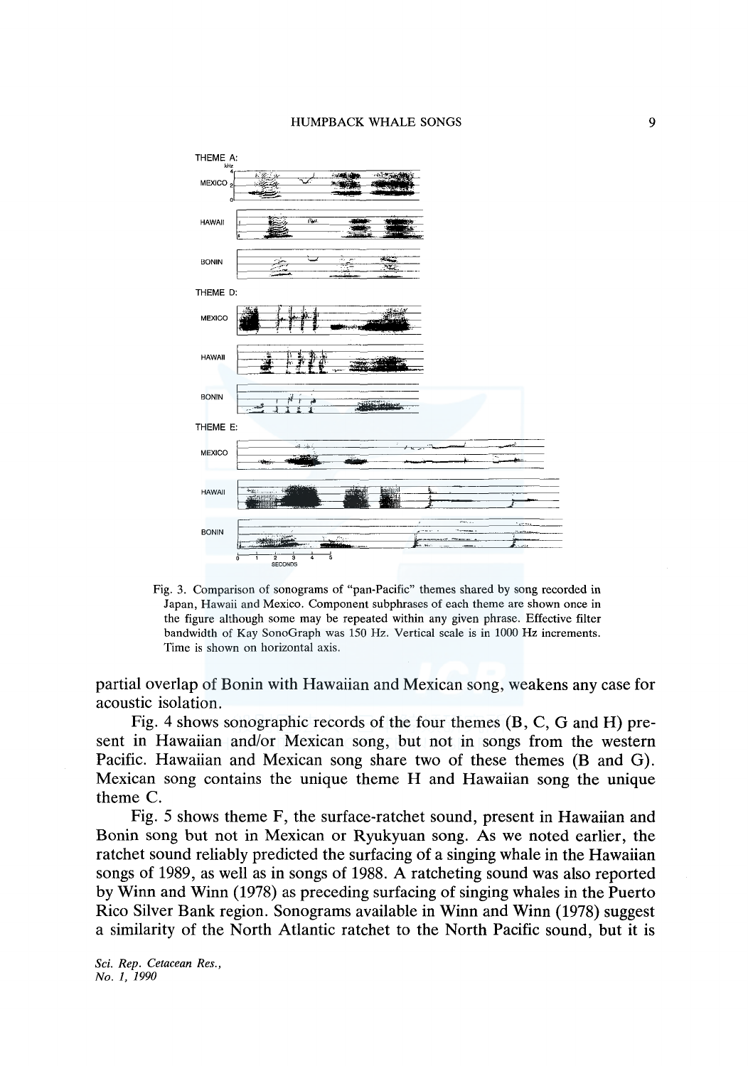THEME A:

kHz

4

MEXICO 2

0

HAWAII

BONIN

THEME D:

MEXICO

HAWAII

BONIN

THEME E:

MEXICO

HAWAII

BONIN

0 1 2 3 4 5

SECONDS

Fig. 3. Comparison of sonograms of "pan-Pacific" themes shared by song recorded in Japan, Hawaii and Mexico. Component subphrases of each theme are shown once in the figure although some may be repeated within any given phrase. Effective filter bandwidth of Kay SonoGraph was 150 Hz. Vertical scale is in 1000 Hz increments. Time is shown on horizontal axis.

partial overlap of Bonin with Hawaiian and Mexican song, weakens any case for acoustic isolation.

Fig. 4 shows sonographic records of the four themes (B, C, G and H) present in Hawaiian and/or Mexican song, but not in songs from the western Pacific. Hawaiian and Mexican song share two of these themes (B and G). Mexican song contains the unique theme H and Hawaiian song the unique theme C.

Fig. 5 shows theme F, the surface-ratchet sound, present in Hawaiian and Bonin song but not in Mexican or Ryukyuan song. As we noted earlier, the ratchet sound reliably predicted the surfacing of a singing whale in the Hawaiian songs of 1989, as well as in songs of 1988. A ratcheting sound was also reported by Winn and Winn (1978) as preceding surfacing of singing whales in the Puerto Rico Silver Bank region. Sonograms available in Winn and Winn (1978) suggest a similarity of the North Atlantic ratchet to the North Pacific sound, but it is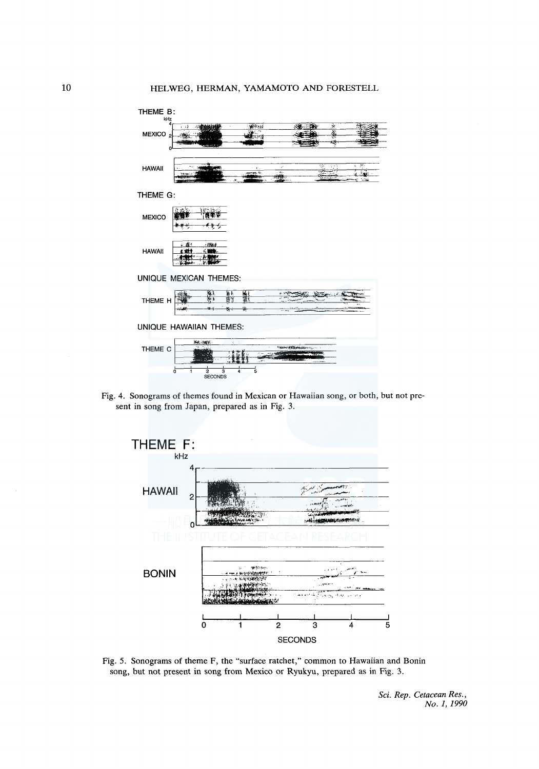THEME B:

kHz

4

MEXICO 2

0

HAWAII

THEME G:

MEXICO

HAWAII

UNIQUE MEXICAN THEMES:

THEME H

UNIQUE HAWAIIAN THEMES:

THEME C

0 1 2 3 4 5

SECONDS

Fig. 4. Sonograms of themes found in Mexican or Hawaiian song, or both, but not present in song from Japan, prepared as in Fig. 3.

THEME F:

kHz

4

HAWAII 2

0

BONIN

0 1 2 3 4 5

SECONDS

Fig. 5. Sonograms of theme F, the "surface ratchet," common to Hawaiian and Bonin song, but not present in song from Mexico or Ryukyu, prepared as in Fig. 3.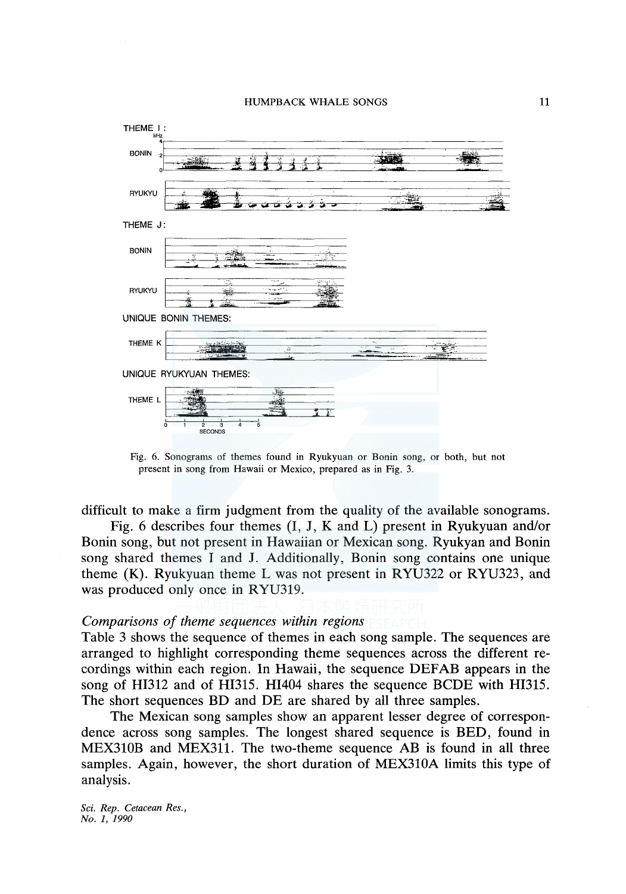THEME I:

kHz 4 2 0

BONIN

RYUKYU

THEME J:

BONIN

RYUKYU

UNIQUE BONIN THEMES:

THEME K

UNIQUE RYUKYUAN THEMES:

THEME L

0 1 2 3 4 5
SECONDS

Fig. 6. Sonograms of themes found in Ryukyuan or Bonin song, or both, but not present in song from Hawaii or Mexico, prepared as in Fig. 3.

difficult to make a firm judgment from the quality of the available sonograms.

Fig. 6 describes four themes (I, J, K and L) present in Ryukyuan and/or Bonin song, but not present in Hawaiian or Mexican song. Ryukyan and Bonin song shared themes I and J. Additionally, Bonin song contains one unique theme (K). Ryukyuan theme L was not present in RYU322 or RYU323, and was produced only once in RYU319.

### *Comparisons of theme sequences within regions*

Table 3 shows the sequence of themes in each song sample. The sequences are arranged to highlight corresponding theme sequences across the different recordings within each region. In Hawaii, the sequence DEFAB appears in the song of HI312 and of HI315. HI404 shares the sequence BCDE with HI315. The short sequences BD and DE are shared by all three samples.

The Mexican song samples show an apparent lesser degree of correspondence across song samples. The longest shared sequence is BED, found in MEX310B and MEX311. The two-theme sequence AB is found in all three samples. Again, however, the short duration of MEX310A limits this type of analysis.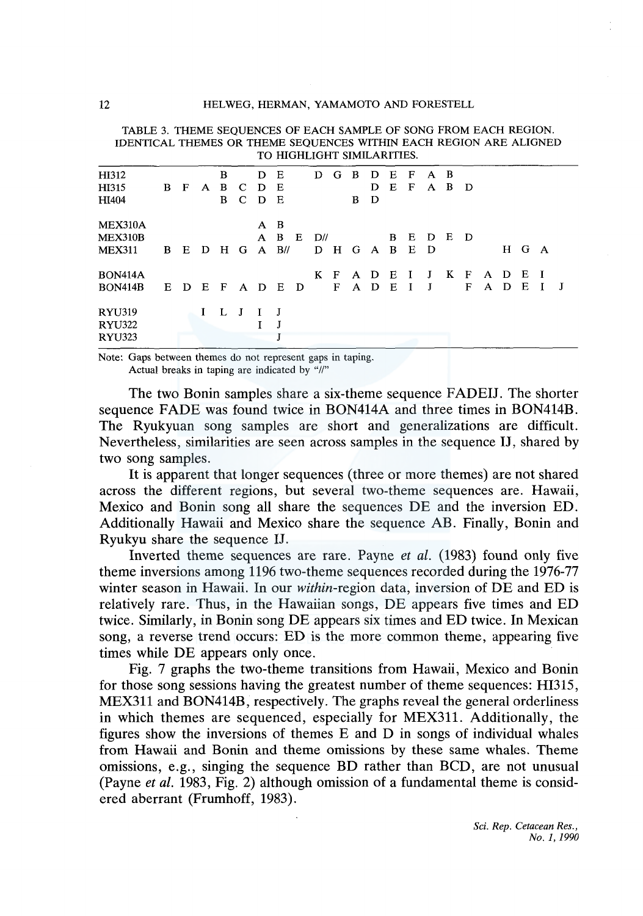TABLE 3. THEME SEQUENCES OF EACH SAMPLE OF SONG FROM EACH REGION. IDENTICAL THEMES OR THEME SEQUENCES WITHIN EACH REGION ARE ALIGNED TO HIGHLIGHT SIMILARITIES.

| | | | | | | | | | | | | | | | | | | | | | | |
|---|---|---|---|---|---|---|---|---|---|---|---|---|---|---|---|---|---|---|---|---|---|---|
| HI312 | | | | B | | D | E | | D | G | B | D | E | F | A | B | | | | | | |
| HI315 | B | F | A | B | C | D | E | | | | | | D | E | F | A | B | D | | | | |
| HI404 | | | | B | C | D | E | | | | B | D | | | | | | | | | | |
| MEX310A | | | | | | A | B | | | | | | | | | | | | | | | |
| MEX310B | | | | | | A | B | E | D// | | | | B | E | D | | E | D | | | | |
| MEX311 | B | E | D | H | G | A | B// | | D | H | G | A | B | E | D | | | | H | G | A | |
| BON414A | | | | | | | | | K | F | A | D | E | I | J | K | F | A | D | E | I | |
| BON414B | E | D | E | F | A | D | E | D | | F | A | D | E | I | J | | F | A | D | E | I | J |
| RYU319 | | | I | L | J | I | J | | | | | | | | | | | | | | | |
| RYU322 | | | | | | I | J | | | | | | | | | | | | | | | |
| RYU323 | | | | | | | J | | | | | | | | | | | | | | | |

Note: Gaps between themes do not represent gaps in taping.
Actual breaks in taping are indicated by "//"

The two Bonin samples share a six-theme sequence FADEIJ. The shorter sequence FADE was found twice in BON414A and three times in BON414B. The Ryukyuan song samples are short and generalizations are difficult. Nevertheless, similarities are seen across samples in the sequence IJ, shared by two song samples.

It is apparent that longer sequences (three or more themes) are not shared across the different regions, but several two-theme sequences are. Hawaii, Mexico and Bonin song all share the sequences DE and the inversion ED. Additionally Hawaii and Mexico share the sequence AB. Finally, Bonin and Ryukyu share the sequence IJ.

Inverted theme sequences are rare. Payne *et al.* (1983) found only five theme inversions among 1196 two-theme sequences recorded during the 1976-77 winter season in Hawaii. In our *within*-region data, inversion of DE and ED is relatively rare. Thus, in the Hawaiian songs, DE appears five times and ED twice. Similarly, in Bonin song DE appears six times and ED twice. In Mexican song, a reverse trend occurs: ED is the more common theme, appearing five times while DE appears only once.

Fig. 7 graphs the two-theme transitions from Hawaii, Mexico and Bonin for those song sessions having the greatest number of theme sequences: HI315, MEX311 and BON414B, respectively. The graphs reveal the general orderliness in which themes are sequenced, especially for MEX311. Additionally, the figures show the inversions of themes E and D in songs of individual whales from Hawaii and Bonin and theme omissions by these same whales. Theme omissions, e.g., singing the sequence BD rather than BCD, are not unusual (Payne *et al.* 1983, Fig. 2) although omission of a fundamental theme is considered aberrant (Frumhoff, 1983).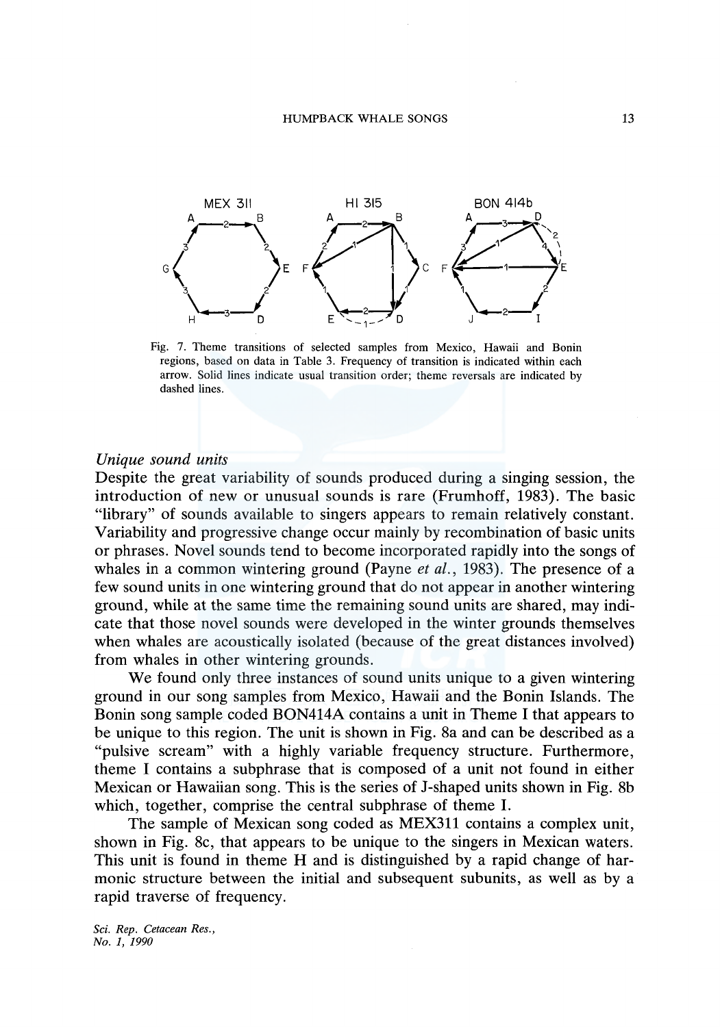MEX 311

HI 315

BON 414b

Fig. 7. Theme transitions of selected samples from Mexico, Hawaii and Bonin regions, based on data in Table 3. Frequency of transition is indicated within each arrow. Solid lines indicate usual transition order; theme reversals are indicated by dashed lines.

*Unique sound units*

Despite the great variability of sounds produced during a singing session, the introduction of new or unusual sounds is rare (Frumhoff, 1983). The basic "library" of sounds available to singers appears to remain relatively constant. Variability and progressive change occur mainly by recombination of basic units or phrases. Novel sounds tend to become incorporated rapidly into the songs of whales in a common wintering ground (Payne *et al.*, 1983). The presence of a few sound units in one wintering ground that do not appear in another wintering ground, while at the same time the remaining sound units are shared, may indicate that those novel sounds were developed in the winter grounds themselves when whales are acoustically isolated (because of the great distances involved) from whales in other wintering grounds.

We found only three instances of sound units unique to a given wintering ground in our song samples from Mexico, Hawaii and the Bonin Islands. The Bonin song sample coded BON414A contains a unit in Theme I that appears to be unique to this region. The unit is shown in Fig. 8a and can be described as a "pulsive scream" with a highly variable frequency structure. Furthermore, theme I contains a subphrase that is composed of a unit not found in either Mexican or Hawaiian song. This is the series of J-shaped units shown in Fig. 8b which, together, comprise the central subphrase of theme I.

The sample of Mexican song coded as MEX311 contains a complex unit, shown in Fig. 8c, that appears to be unique to the singers in Mexican waters. This unit is found in theme H and is distinguished by a rapid change of harmonic structure between the initial and subsequent subunits, as well as by a rapid traverse of frequency.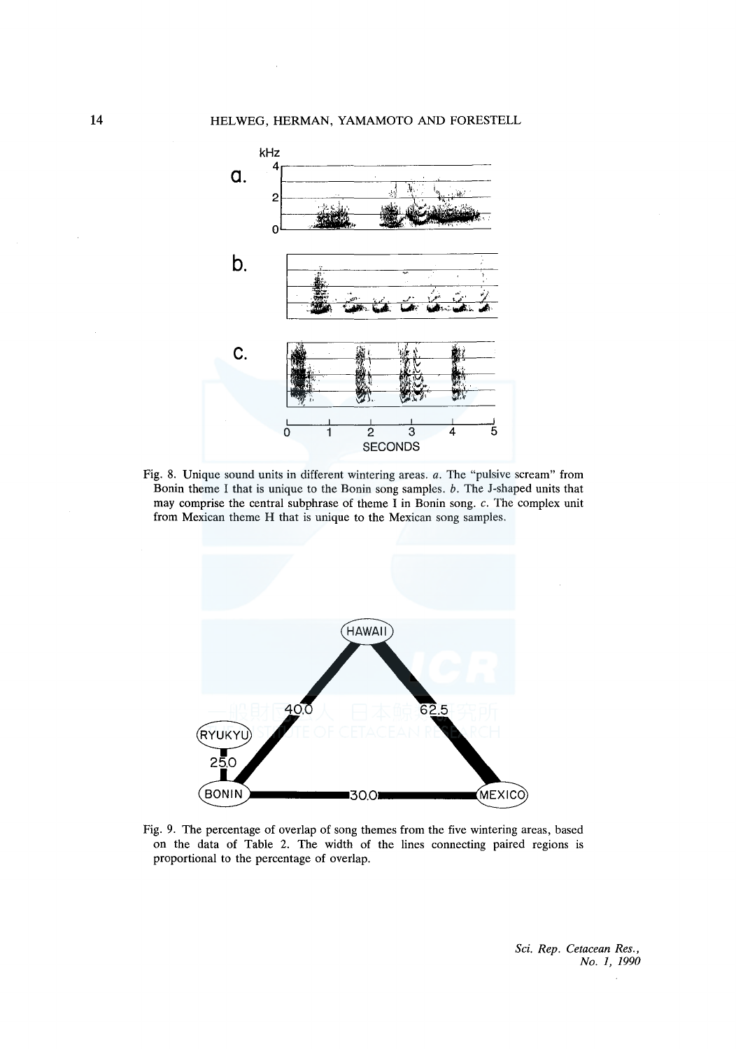Fig. 8. Unique sound units in different wintering areas. *a*. The "pulsive scream" from Bonin theme I that is unique to the Bonin song samples. *b*. The J-shaped units that may comprise the central subphrase of theme I in Bonin song. *c*. The complex unit from Mexican theme H that is unique to the Mexican song samples.

Fig. 9. The percentage of overlap of song themes from the five wintering areas, based on the data of Table 2. The width of the lines connecting paired regions is proportional to the percentage of overlap.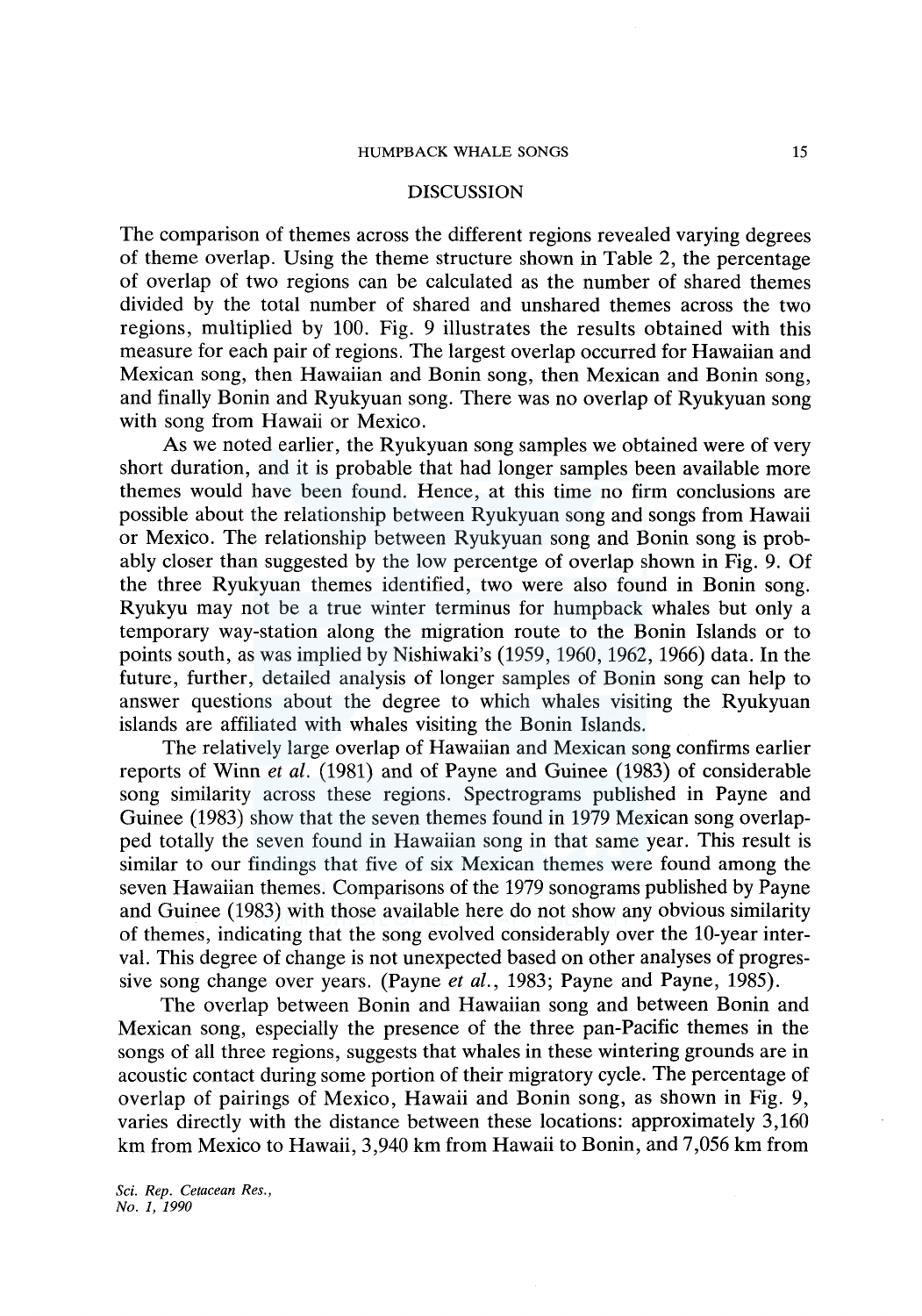## DISCUSSION

The comparison of themes across the different regions revealed varying degrees of theme overlap. Using the theme structure shown in Table 2, the percentage of overlap of two regions can be calculated as the number of shared themes divided by the total number of shared and unshared themes across the two regions, multiplied by 100. Fig. 9 illustrates the results obtained with this measure for each pair of regions. The largest overlap occurred for Hawaiian and Mexican song, then Hawaiian and Bonin song, then Mexican and Bonin song, and finally Bonin and Ryukyuan song. There was no overlap of Ryukyuan song with song from Hawaii or Mexico.

As we noted earlier, the Ryukyuan song samples we obtained were of very short duration, and it is probable that had longer samples been available more themes would have been found. Hence, at this time no firm conclusions are possible about the relationship between Ryukyuan song and songs from Hawaii or Mexico. The relationship between Ryukyuan song and Bonin song is probably closer than suggested by the low percentge of overlap shown in Fig. 9. Of the three Ryukyuan themes identified, two were also found in Bonin song. Ryukyu may not be a true winter terminus for humpback whales but only a temporary way-station along the migration route to the Bonin Islands or to points south, as was implied by Nishiwaki's (1959, 1960, 1962, 1966) data. In the future, further, detailed analysis of longer samples of Bonin song can help to answer questions about the degree to which whales visiting the Ryukyuan islands are affiliated with whales visiting the Bonin Islands.

The relatively large overlap of Hawaiian and Mexican song confirms earlier reports of Winn *et al.* (1981) and of Payne and Guinee (1983) of considerable song similarity across these regions. Spectrograms published in Payne and Guinee (1983) show that the seven themes found in 1979 Mexican song overlapped totally the seven found in Hawaiian song in that same year. This result is similar to our findings that five of six Mexican themes were found among the seven Hawaiian themes. Comparisons of the 1979 sonograms published by Payne and Guinee (1983) with those available here do not show any obvious similarity of themes, indicating that the song evolved considerably over the 10-year interval. This degree of change is not unexpected based on other analyses of progressive song change over years. (Payne *et al.*, 1983; Payne and Payne, 1985).

The overlap between Bonin and Hawaiian song and between Bonin and Mexican song, especially the presence of the three pan-Pacific themes in the songs of all three regions, suggests that whales in these wintering grounds are in acoustic contact during some portion of their migratory cycle. The percentage of overlap of pairings of Mexico, Hawaii and Bonin song, as shown in Fig. 9, varies directly with the distance between these locations: approximately 3,160 km from Mexico to Hawaii, 3,940 km from Hawaii to Bonin, and 7,056 km from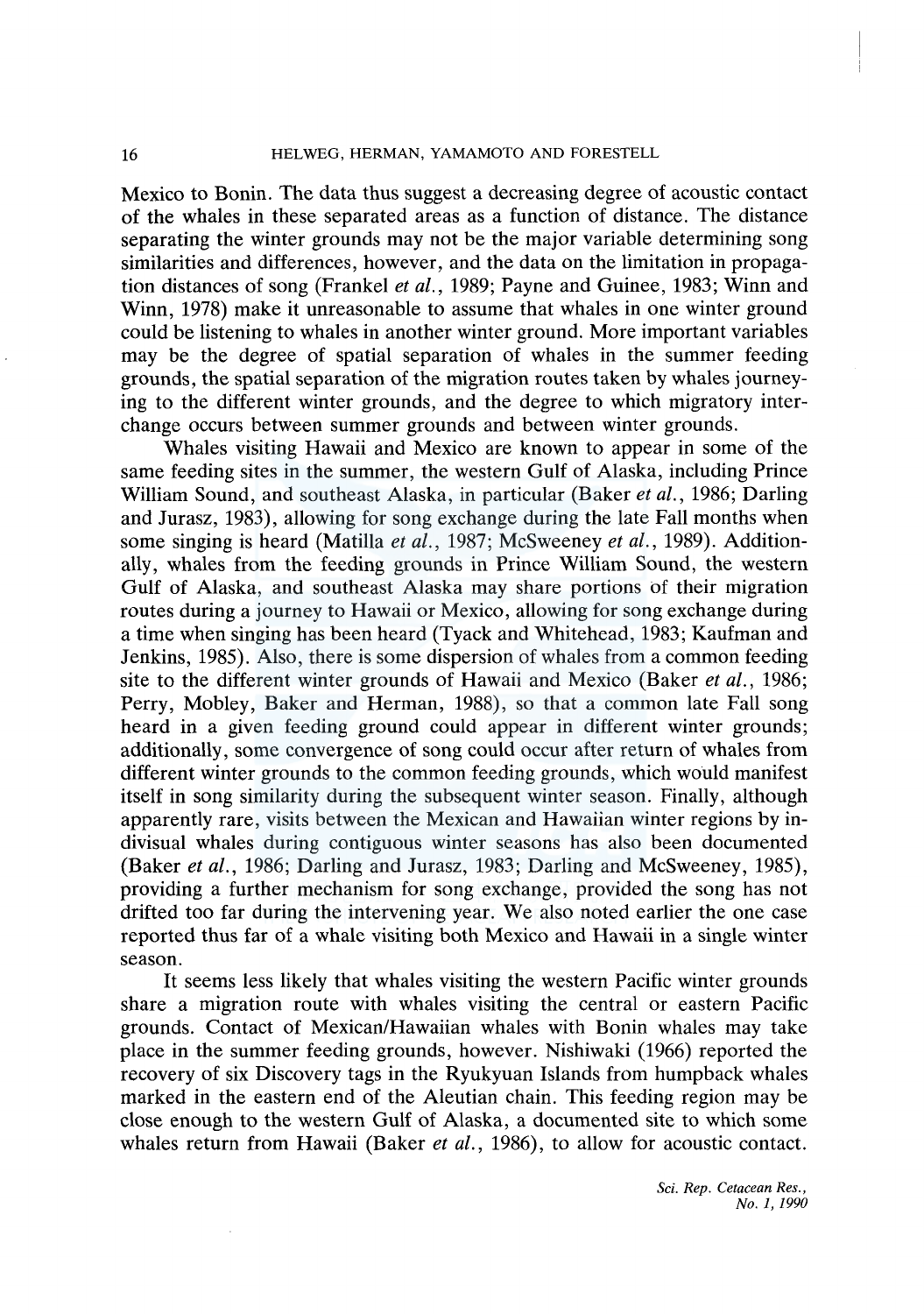Mexico to Bonin. The data thus suggest a decreasing degree of acoustic contact of the whales in these separated areas as a function of distance. The distance separating the winter grounds may not be the major variable determining song similarities and differences, however, and the data on the limitation in propagation distances of song (Frankel *et al.*, 1989; Payne and Guinee, 1983; Winn and Winn, 1978) make it unreasonable to assume that whales in one winter ground could be listening to whales in another winter ground. More important variables may be the degree of spatial separation of whales in the summer feeding grounds, the spatial separation of the migration routes taken by whales journeying to the different winter grounds, and the degree to which migratory interchange occurs between summer grounds and between winter grounds.

Whales visiting Hawaii and Mexico are known to appear in some of the same feeding sites in the summer, the western Gulf of Alaska, including Prince William Sound, and southeast Alaska, in particular (Baker *et al.*, 1986; Darling and Jurasz, 1983), allowing for song exchange during the late Fall months when some singing is heard (Matilla *et al.*, 1987; McSweeney *et al.*, 1989). Additionally, whales from the feeding grounds in Prince William Sound, the western Gulf of Alaska, and southeast Alaska may share portions of their migration routes during a journey to Hawaii or Mexico, allowing for song exchange during a time when singing has been heard (Tyack and Whitehead, 1983; Kaufman and Jenkins, 1985). Also, there is some dispersion of whales from a common feeding site to the different winter grounds of Hawaii and Mexico (Baker *et al.*, 1986; Perry, Mobley, Baker and Herman, 1988), so that a common late Fall song heard in a given feeding ground could appear in different winter grounds; additionally, some convergence of song could occur after return of whales from different winter grounds to the common feeding grounds, which would manifest itself in song similarity during the subsequent winter season. Finally, although apparently rare, visits between the Mexican and Hawaiian winter regions by indivisual whales during contiguous winter seasons has also been documented (Baker *et al.*, 1986; Darling and Jurasz, 1983; Darling and McSweeney, 1985), providing a further mechanism for song exchange, provided the song has not drifted too far during the intervening year. We also noted earlier the one case reported thus far of a whale visiting both Mexico and Hawaii in a single winter season.

It seems less likely that whales visiting the western Pacific winter grounds share a migration route with whales visiting the central or eastern Pacific grounds. Contact of Mexican/Hawaiian whales with Bonin whales may take place in the summer feeding grounds, however. Nishiwaki (1966) reported the recovery of six Discovery tags in the Ryukyuan Islands from humpback whales marked in the eastern end of the Aleutian chain. This feeding region may be close enough to the western Gulf of Alaska, a documented site to which some whales return from Hawaii (Baker *et al.*, 1986), to allow for acoustic contact.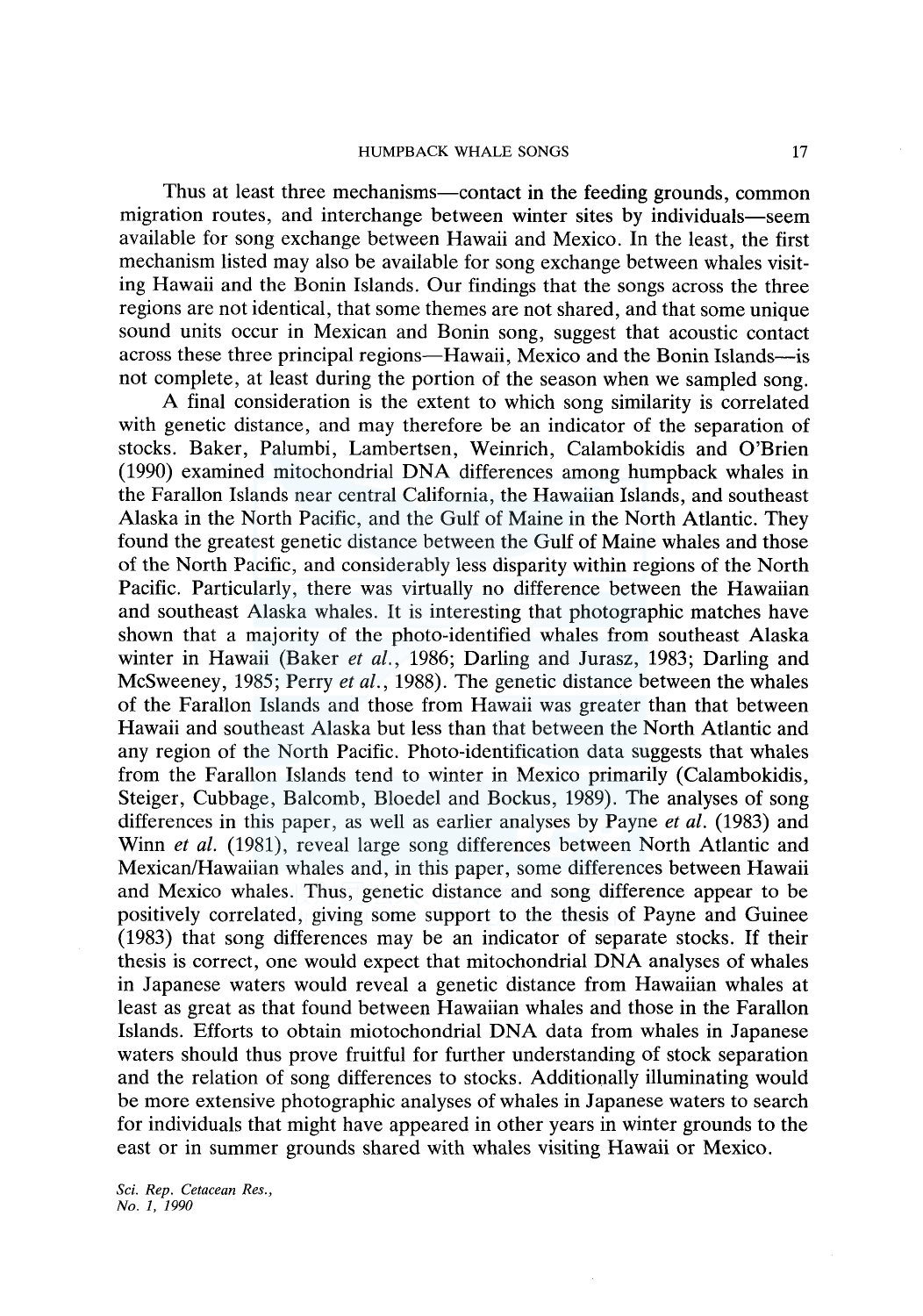Thus at least three mechanisms—contact in the feeding grounds, common migration routes, and interchange between winter sites by individuals—seem available for song exchange between Hawaii and Mexico. In the least, the first mechanism listed may also be available for song exchange between whales visiting Hawaii and the Bonin Islands. Our findings that the songs across the three regions are not identical, that some themes are not shared, and that some unique sound units occur in Mexican and Bonin song, suggest that acoustic contact across these three principal regions—Hawaii, Mexico and the Bonin Islands—is not complete, at least during the portion of the season when we sampled song.

A final consideration is the extent to which song similarity is correlated with genetic distance, and may therefore be an indicator of the separation of stocks. Baker, Palumbi, Lambertsen, Weinrich, Calambokidis and O'Brien (1990) examined mitochondrial DNA differences among humpback whales in the Farallon Islands near central California, the Hawaiian Islands, and southeast Alaska in the North Pacific, and the Gulf of Maine in the North Atlantic. They found the greatest genetic distance between the Gulf of Maine whales and those of the North Pacific, and considerably less disparity within regions of the North Pacific. Particularly, there was virtually no difference between the Hawaiian and southeast Alaska whales. It is interesting that photographic matches have shown that a majority of the photo-identified whales from southeast Alaska winter in Hawaii (Baker *et al.*, 1986; Darling and Jurasz, 1983; Darling and McSweeney, 1985; Perry *et al.*, 1988). The genetic distance between the whales of the Farallon Islands and those from Hawaii was greater than that between Hawaii and southeast Alaska but less than that between the North Atlantic and any region of the North Pacific. Photo-identification data suggests that whales from the Farallon Islands tend to winter in Mexico primarily (Calambokidis, Steiger, Cubbage, Balcomb, Bloedel and Bockus, 1989). The analyses of song differences in this paper, as well as earlier analyses by Payne *et al.* (1983) and Winn *et al.* (1981), reveal large song differences between North Atlantic and Mexican/Hawaiian whales and, in this paper, some differences between Hawaii and Mexico whales. Thus, genetic distance and song difference appear to be positively correlated, giving some support to the thesis of Payne and Guinee (1983) that song differences may be an indicator of separate stocks. If their thesis is correct, one would expect that mitochondrial DNA analyses of whales in Japanese waters would reveal a genetic distance from Hawaiian whales at least as great as that found between Hawaiian whales and those in the Farallon Islands. Efforts to obtain miotochondrial DNA data from whales in Japanese waters should thus prove fruitful for further understanding of stock separation and the relation of song differences to stocks. Additionally illuminating would be more extensive photographic analyses of whales in Japanese waters to search for individuals that might have appeared in other years in winter grounds to the east or in summer grounds shared with whales visiting Hawaii or Mexico.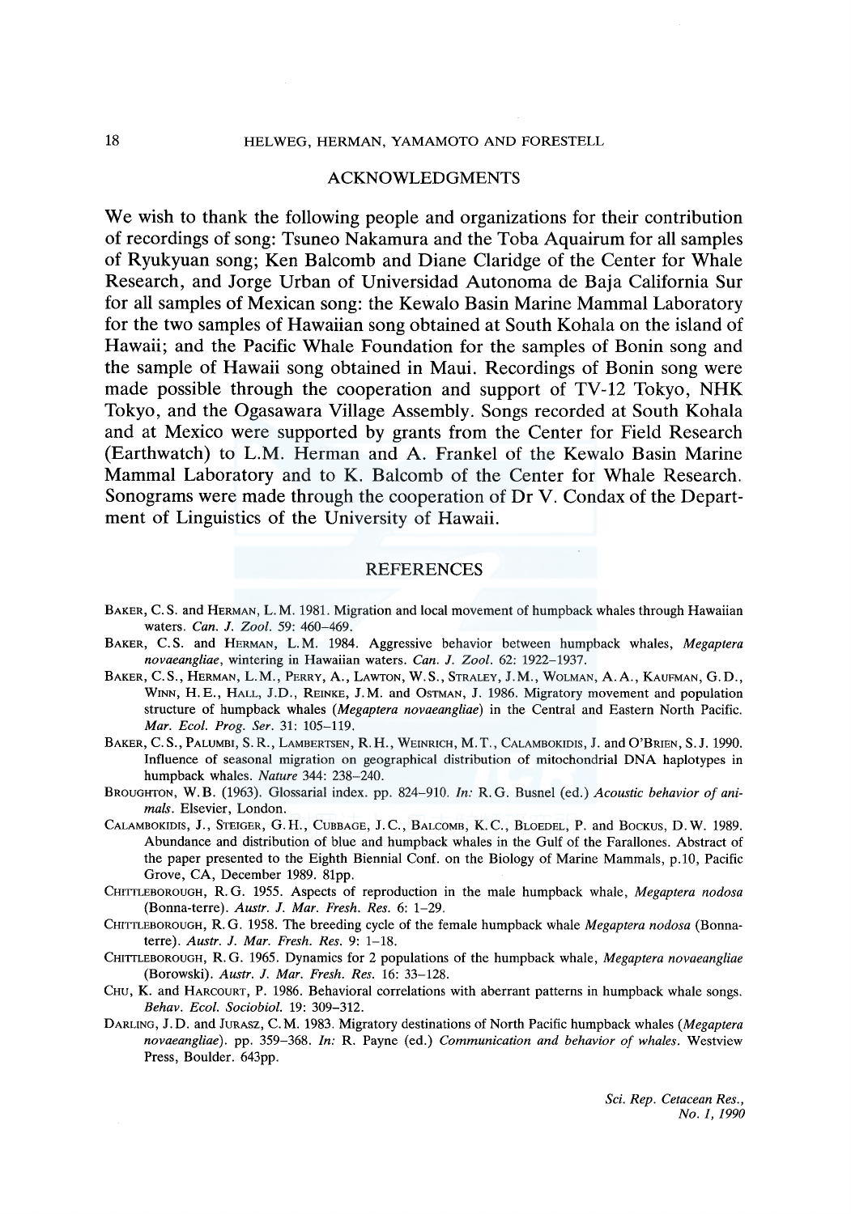## ACKNOWLEDGMENTS

We wish to thank the following people and organizations for their contribution of recordings of song: Tsuneo Nakamura and the Toba Aquairum for all samples of Ryukyuan song; Ken Balcomb and Diane Claridge of the Center for Whale Research, and Jorge Urban of Universidad Autonoma de Baja California Sur for all samples of Mexican song: the Kewalo Basin Marine Mammal Laboratory for the two samples of Hawaiian song obtained at South Kohala on the island of Hawaii; and the Pacific Whale Foundation for the samples of Bonin song and the sample of Hawaii song obtained in Maui. Recordings of Bonin song were made possible through the cooperation and support of TV-12 Tokyo, NHK Tokyo, and the Ogasawara Village Assembly. Songs recorded at South Kohala and at Mexico were supported by grants from the Center for Field Research (Earthwatch) to L.M. Herman and A. Frankel of the Kewalo Basin Marine Mammal Laboratory and to K. Balcomb of the Center for Whale Research. Sonograms were made through the cooperation of Dr V. Condax of the Department of Linguistics of the University of Hawaii.

## REFERENCES

Baker, C.S. and Herman, L.M. 1981. Migration and local movement of humpback whales through Hawaiian waters. *Can. J. Zool.* 59: 460–469.

Baker, C.S. and Herman, L.M. 1984. Aggressive behavior between humpback whales, *Megaptera novaeangliae*, wintering in Hawaiian waters. *Can. J. Zool.* 62: 1922–1937.

Baker, C.S., Herman, L.M., Perry, A., Lawton, W.S., Straley, J.M., Wolman, A.A., Kaufman, G.D., Winn, H.E., Hall, J.D., Reinke, J.M. and Ostman, J. 1986. Migratory movement and population structure of humpback whales (*Megaptera novaeangliae*) in the Central and Eastern North Pacific. *Mar. Ecol. Prog. Ser.* 31: 105–119.

Baker, C.S., Palumbi, S.R., Lambertsen, R.H., Weinrich, M.T., Calambokidis, J. and O'Brien, S.J. 1990. Influence of seasonal migration on geographical distribution of mitochondrial DNA haplotypes in humpback whales. *Nature* 344: 238–240.

Broughton, W.B. (1963). Glossarial index. pp. 824–910. *In:* R.G. Busnel (ed.) *Acoustic behavior of animals*. Elsevier, London.

Calambokidis, J., Steiger, G.H., Cubbage, J.C., Balcomb, K.C., Bloedel, P. and Bockus, D.W. 1989. Abundance and distribution of blue and humpback whales in the Gulf of the Farallones. Abstract of the paper presented to the Eighth Biennial Conf. on the Biology of Marine Mammals, p.10, Pacific Grove, CA, December 1989. 81pp.

Chittleborough, R.G. 1955. Aspects of reproduction in the male humpback whale, *Megaptera nodosa* (Bonna-terre). *Austr. J. Mar. Fresh. Res.* 6: 1–29.

Chittleborough, R.G. 1958. The breeding cycle of the female humpback whale *Megaptera nodosa* (Bonna-terre). *Austr. J. Mar. Fresh. Res.* 9: 1–18.

Chittleborough, R.G. 1965. Dynamics for 2 populations of the humpback whale, *Megaptera novaeangliae* (Borowski). *Austr. J. Mar. Fresh. Res.* 16: 33–128.

Chu, K. and Harcourt, P. 1986. Behavioral correlations with aberrant patterns in humpback whale songs. *Behav. Ecol. Sociobiol.* 19: 309–312.

Darling, J.D. and Jurasz, C.M. 1983. Migratory destinations of North Pacific humpback whales (*Megaptera novaeangliae*). pp. 359–368. *In:* R. Payne (ed.) *Communication and behavior of whales*. Westview Press, Boulder. 643pp.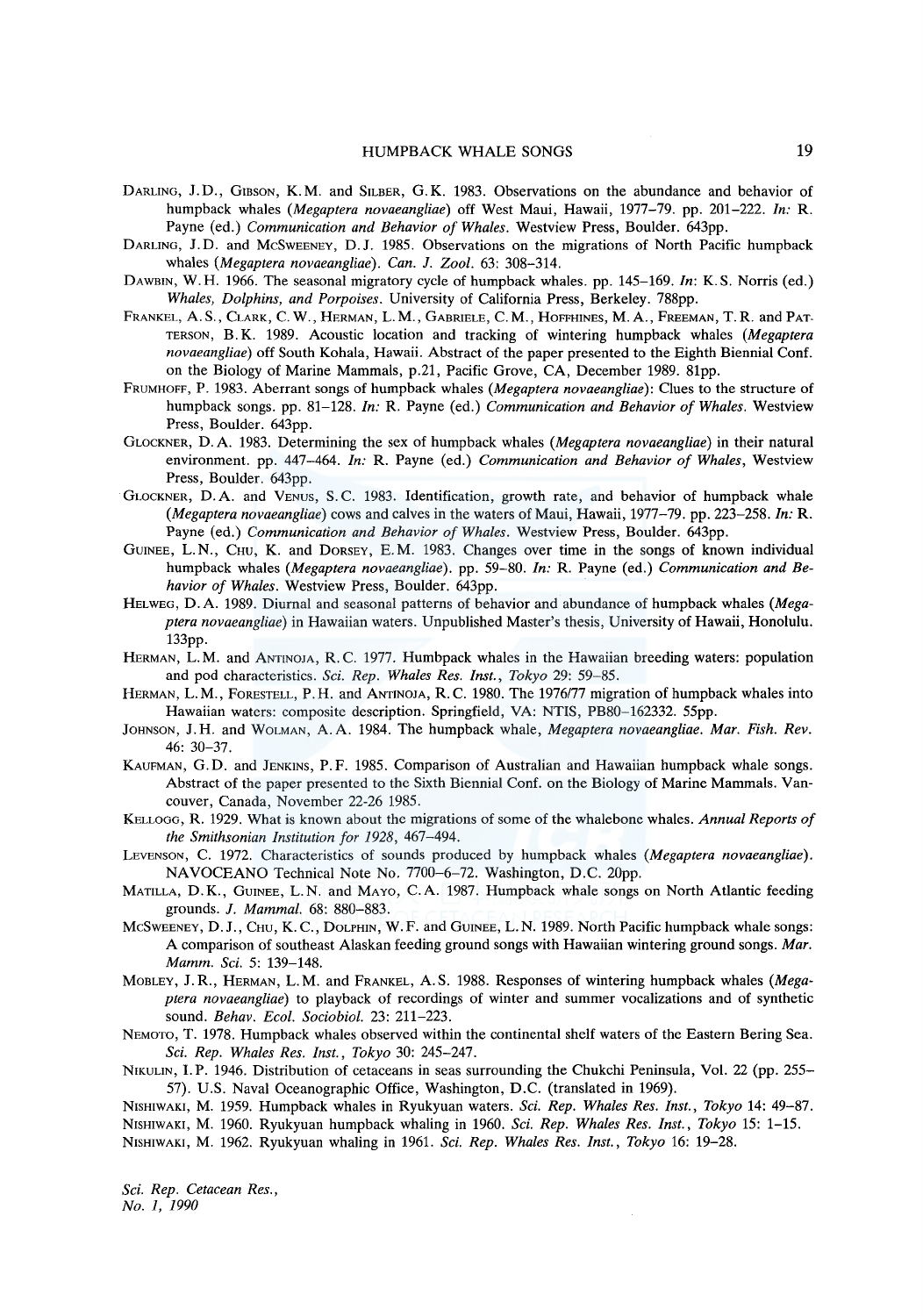DARLING, J.D., GIBSON, K.M. and SILBER, G.K. 1983. Observations on the abundance and behavior of humpback whales (*Megaptera novaeangliae*) off West Maui, Hawaii, 1977–79. pp. 201–222. *In:* R. Payne (ed.) *Communication and Behavior of Whales*. Westview Press, Boulder. 643pp.

DARLING, J.D. and MCSWEENEY, D.J. 1985. Observations on the migrations of North Pacific humpback whales (*Megaptera novaeangliae*). *Can. J. Zool.* 63: 308–314.

DAWBIN, W.H. 1966. The seasonal migratory cycle of humpback whales. pp. 145–169. *In*: K.S. Norris (ed.) *Whales, Dolphins, and Porpoises*. University of California Press, Berkeley. 788pp.

FRANKEL, A.S., CLARK, C.W., HERMAN, L.M., GABRIELE, C.M., HOFFHINES, M.A., FREEMAN, T.R. and PATTERSON, B.K. 1989. Acoustic location and tracking of wintering humpback whales (*Megaptera novaeangliae*) off South Kohala, Hawaii. Abstract of the paper presented to the Eighth Biennial Conf. on the Biology of Marine Mammals, p.21, Pacific Grove, CA, December 1989. 81pp.

FRUMHOFF, P. 1983. Aberrant songs of humpback whales (*Megaptera novaeangliae*): Clues to the structure of humpback songs. pp. 81–128. *In:* R. Payne (ed.) *Communication and Behavior of Whales*. Westview Press, Boulder. 643pp.

GLOCKNER, D.A. 1983. Determining the sex of humpback whales (*Megaptera novaeangliae*) in their natural environment. pp. 447–464. *In:* R. Payne (ed.) *Communication and Behavior of Whales*, Westview Press, Boulder. 643pp.

GLOCKNER, D.A. and VENUS, S.C. 1983. Identification, growth rate, and behavior of humpback whale (*Megaptera novaeangliae*) cows and calves in the waters of Maui, Hawaii, 1977–79. pp. 223–258. *In:* R. Payne (ed.) *Communication and Behavior of Whales*. Westview Press, Boulder. 643pp.

GUINEE, L.N., CHU, K. and DORSEY, E.M. 1983. Changes over time in the songs of known individual humpback whales (*Megaptera novaeangliae*). pp. 59–80. *In:* R. Payne (ed.) *Communication and Behavior of Whales*. Westview Press, Boulder. 643pp.

HELWEG, D.A. 1989. Diurnal and seasonal patterns of behavior and abundance of humpback whales (*Megaptera novaeangliae*) in Hawaiian waters. Unpublished Master's thesis, University of Hawaii, Honolulu. 133pp.

HERMAN, L.M. and ANTINOJA, R.C. 1977. Humpback whales in the Hawaiian breeding waters: population and pod characteristics. *Sci. Rep. Whales Res. Inst., Tokyo* 29: 59–85.

HERMAN, L.M., FORESTELL, P.H. and ANTINOJA, R.C. 1980. The 1976/77 migration of humpback whales into Hawaiian waters: composite description. Springfield, VA: NTIS, PB80–162332. 55pp.

JOHNSON, J.H. and WOLMAN, A.A. 1984. The humpback whale, *Megaptera novaeangliae*. *Mar. Fish. Rev.* 46: 30–37.

KAUFMAN, G.D. and JENKINS, P.F. 1985. Comparison of Australian and Hawaiian humpback whale songs. Abstract of the paper presented to the Sixth Biennial Conf. on the Biology of Marine Mammals. Vancouver, Canada, November 22-26 1985.

KELLOGG, R. 1929. What is known about the migrations of some of the whalebone whales. *Annual Reports of the Smithsonian Institution for 1928*, 467–494.

LEVENSON, C. 1972. Characteristics of sounds produced by humpback whales (*Megaptera novaeangliae*). NAVOCEANO Technical Note No. 7700–6–72. Washington, D.C. 20pp.

MATILLA, D.K., GUINEE, L.N. and MAYO, C.A. 1987. Humpback whale songs on North Atlantic feeding grounds. *J. Mammal.* 68: 880–883.

MCSWEENEY, D.J., CHU, K.C., DOLPHIN, W.F. and GUINEE, L.N. 1989. North Pacific humpback whale songs: A comparison of southeast Alaskan feeding ground songs with Hawaiian wintering ground songs. *Mar. Mamm. Sci.* 5: 139–148.

MOBLEY, J.R., HERMAN, L.M. and FRANKEL, A.S. 1988. Responses of wintering humpback whales (*Megaptera novaeangliae*) to playback of recordings of winter and summer vocalizations and of synthetic sound. *Behav. Ecol. Sociobiol.* 23: 211–223.

NEMOTO, T. 1978. Humpback whales observed within the continental shelf waters of the Eastern Bering Sea. *Sci. Rep. Whales Res. Inst., Tokyo* 30: 245–247.

NIKULIN, I.P. 1946. Distribution of cetaceans in seas surrounding the Chukchi Peninsula, Vol. 22 (pp. 255–57). U.S. Naval Oceanographic Office, Washington, D.C. (translated in 1969).

NISHIWAKI, M. 1959. Humpback whales in Ryukyuan waters. *Sci. Rep. Whales Res. Inst., Tokyo* 14: 49–87.

NISHIWAKI, M. 1960. Ryukyuan humpback whaling in 1960. *Sci. Rep. Whales Res. Inst., Tokyo* 15: 1–15.

NISHIWAKI, M. 1962. Ryukyuan whaling in 1961. *Sci. Rep. Whales Res. Inst., Tokyo* 16: 19–28.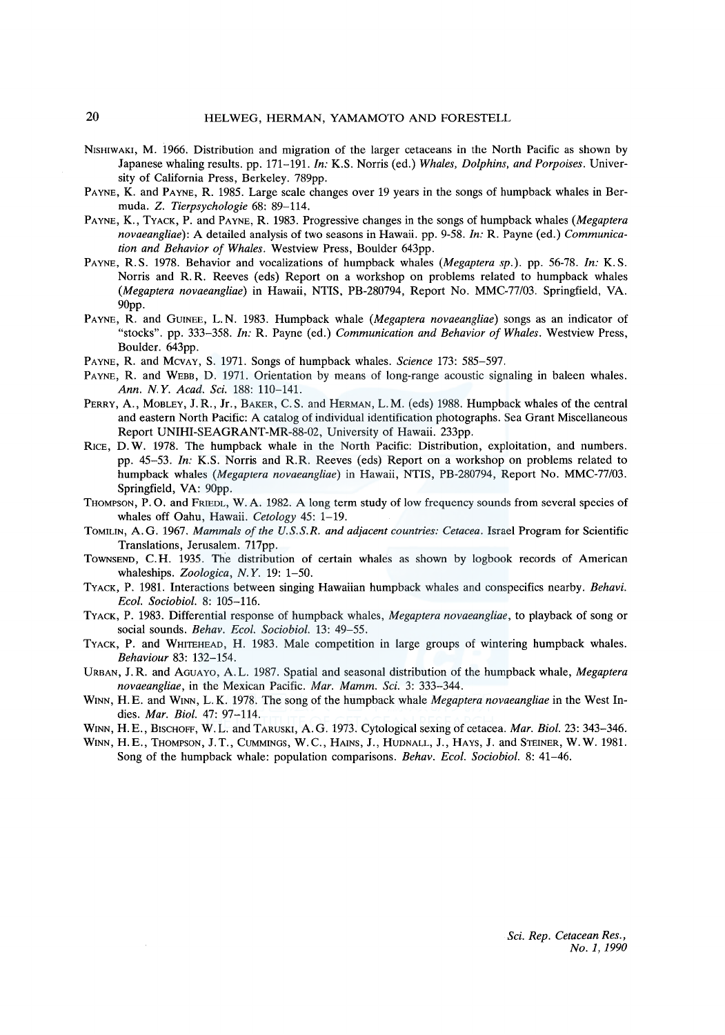NISHIWAKI, M. 1966. Distribution and migration of the larger cetaceans in the North Pacific as shown by Japanese whaling results. pp. 171–191. *In:* K.S. Norris (ed.) *Whales, Dolphins, and Porpoises*. University of California Press, Berkeley. 789pp.

PAYNE, K. and PAYNE, R. 1985. Large scale changes over 19 years in the songs of humpback whales in Bermuda. *Z. Tierpsychologie* 68: 89–114.

PAYNE, K., TYACK, P. and PAYNE, R. 1983. Progressive changes in the songs of humpback whales (*Megaptera novaeangliae*): A detailed analysis of two seasons in Hawaii. pp. 9-58. *In:* R. Payne (ed.) *Communication and Behavior of Whales*. Westview Press, Boulder 643pp.

PAYNE, R.S. 1978. Behavior and vocalizations of humpback whales (*Megaptera sp.*). pp. 56-78. *In:* K.S. Norris and R.R. Reeves (eds) Report on a workshop on problems related to humpback whales (*Megaptera novaeangliae*) in Hawaii, NTIS, PB-280794, Report No. MMC-77/03. Springfield, VA. 90pp.

PAYNE, R. and GUINEE, L.N. 1983. Humpback whale (*Megaptera novaeangliae*) songs as an indicator of "stocks". pp. 333–358. *In:* R. Payne (ed.) *Communication and Behavior of Whales*. Westview Press, Boulder. 643pp.

PAYNE, R. and MCVAY, S. 1971. Songs of humpback whales. *Science* 173: 585–597.

PAYNE, R. and WEBB, D. 1971. Orientation by means of long-range acoustic signaling in baleen whales. *Ann. N.Y. Acad. Sci.* 188: 110–141.

PERRY, A., MOBLEY, J.R., Jr., BAKER, C.S. and HERMAN, L.M. (eds) 1988. Humpback whales of the central and eastern North Pacific: A catalog of individual identification photographs. Sea Grant Miscellaneous Report UNIHI-SEAGRANT-MR-88-02, University of Hawaii. 233pp.

RICE, D.W. 1978. The humpback whale in the North Pacific: Distribution, exploitation, and numbers. pp. 45–53. *In:* K.S. Norris and R.R. Reeves (eds) Report on a workshop on problems related to humpback whales (*Megaptera novaeangliae*) in Hawaii, NTIS, PB-280794, Report No. MMC-77/03. Springfield, VA: 90pp.

THOMPSON, P.O. and FRIEDL, W.A. 1982. A long term study of low frequency sounds from several species of whales off Oahu, Hawaii. *Cetology* 45: 1–19.

TOMILIN, A.G. 1967. *Mammals of the U.S.S.R. and adjacent countries: Cetacea*. Israel Program for Scientific Translations, Jerusalem. 717pp.

TOWNSEND, C.H. 1935. The distribution of certain whales as shown by logbook records of American whaleships. *Zoologica, N.Y.* 19: 1–50.

TYACK, P. 1981. Interactions between singing Hawaiian humpback whales and conspecifics nearby. *Behavi. Ecol. Sociobiol.* 8: 105–116.

TYACK, P. 1983. Differential response of humpback whales, *Megaptera novaeangliae*, to playback of song or social sounds. *Behav. Ecol. Sociobiol.* 13: 49–55.

TYACK, P. and WHITEHEAD, H. 1983. Male competition in large groups of wintering humpback whales. *Behaviour* 83: 132–154.

URBAN, J.R. and AGUAYO, A.L. 1987. Spatial and seasonal distribution of the humpback whale, *Megaptera novaeangliae*, in the Mexican Pacific. *Mar. Mamm. Sci.* 3: 333–344.

WINN, H.E. and WINN, L.K. 1978. The song of the humpback whale *Megaptera novaeangliae* in the West Indies. *Mar. Biol.* 47: 97–114.

WINN, H.E., BISCHOFF, W.L. and TARUSKI, A.G. 1973. Cytological sexing of cetacea. *Mar. Biol.* 23: 343–346.

WINN, H.E., THOMPSON, J.T., CUMMINGS, W.C., HAINS, J., HUDNALL, J., HAYS, J. and STEINER, W.W. 1981. Song of the humpback whale: population comparisons. *Behav. Ecol. Sociobiol.* 8: 41–46.